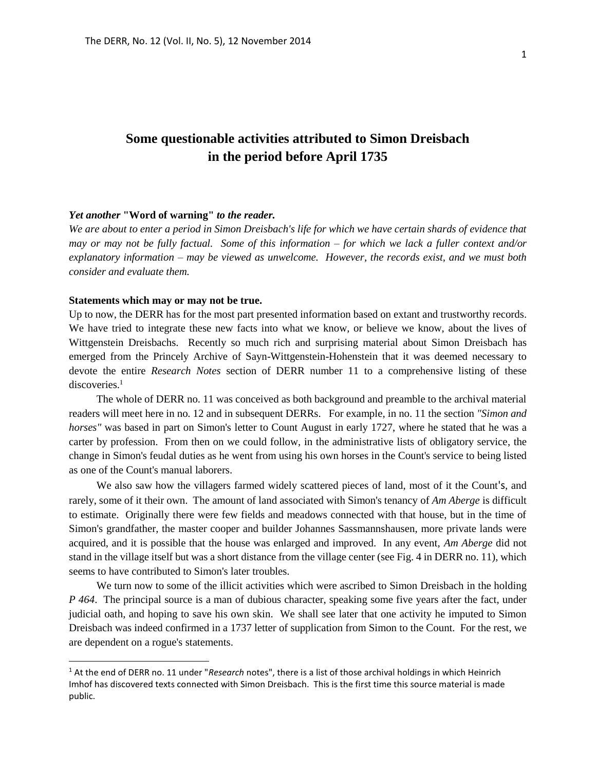# Some questionable activities attributed to Simon Dreisbach in the period before April 1735

***Yet another* "Word of warning" *to the reader.***

*We are about to enter a period in Simon Dreisbach's life for which we have certain shards of evidence that may or may not be fully factual. Some of this information – for which we lack a fuller context and/or explanatory information – may be viewed as unwelcome. However, the records exist, and we must both consider and evaluate them.*

**Statements which may or may not be true.**

Up to now, the DERR has for the most part presented information based on extant and trustworthy records. We have tried to integrate these new facts into what we know, or believe we know, about the lives of Wittgenstein Dreisbachs. Recently so much rich and surprising material about Simon Dreisbach has emerged from the Princely Archive of Sayn-Wittgenstein-Hohenstein that it was deemed necessary to devote the entire *Research Notes* section of DERR number 11 to a comprehensive listing of these discoveries.[1]

The whole of DERR no. 11 was conceived as both background and preamble to the archival material readers will meet here in no. 12 and in subsequent DERRs. For example, in no. 11 the section *"Simon and horses"* was based in part on Simon's letter to Count August in early 1727, where he stated that he was a carter by profession. From then on we could follow, in the administrative lists of obligatory service, the change in Simon's feudal duties as he went from using his own horses in the Count's service to being listed as one of the Count's manual laborers.

We also saw how the villagers farmed widely scattered pieces of land, most of it the Count's, and rarely, some of it their own. The amount of land associated with Simon's tenancy of *Am Aberge* is difficult to estimate. Originally there were few fields and meadows connected with that house, but in the time of Simon's grandfather, the master cooper and builder Johannes Sassmannshausen, more private lands were acquired, and it is possible that the house was enlarged and improved. In any event, *Am Aberge* did not stand in the village itself but was a short distance from the village center (see Fig. 4 in DERR no. 11), which seems to have contributed to Simon's later troubles.

We turn now to some of the illicit activities which were ascribed to Simon Dreisbach in the holding *P 464*. The principal source is a man of dubious character, speaking some five years after the fact, under judicial oath, and hoping to save his own skin. We shall see later that one activity he imputed to Simon Dreisbach was indeed confirmed in a 1737 letter of supplication from Simon to the Count. For the rest, we are dependent on a rogue's statements.

[1] At the end of DERR no. 11 under "*Research* notes", there is a list of those archival holdings in which Heinrich Imhof has discovered texts connected with Simon Dreisbach. This is the first time this source material is made public.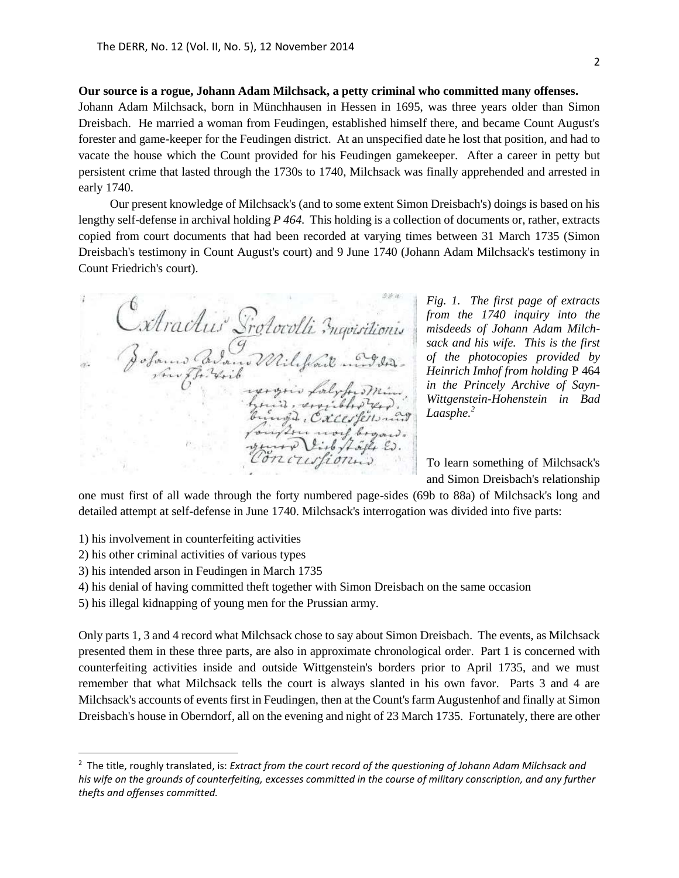**Our source is a rogue, Johann Adam Milchsack, a petty criminal who committed many offenses.** Johann Adam Milchsack, born in Münchhausen in Hessen in 1695, was three years older than Simon Dreisbach. He married a woman from Feudingen, established himself there, and became Count August's forester and game-keeper for the Feudingen district. At an unspecified date he lost that position, and had to vacate the house which the Count provided for his Feudingen gamekeeper. After a career in petty but persistent crime that lasted through the 1730s to 1740, Milchsack was finally apprehended and arrested in early 1740.

Our present knowledge of Milchsack's (and to some extent Simon Dreisbach's) doings is based on his lengthy self-defense in archival holding *P 464*. This holding is a collection of documents or, rather, extracts copied from court documents that had been recorded at varying times between 31 March 1735 (Simon Dreisbach's testimony in Count August's court) and 9 June 1740 (Johann Adam Milchsack's testimony in Count Friedrich's court).

*Fig. 1. The first page of extracts from the 1740 inquiry into the misdeeds of Johann Adam Milchsack and his wife. This is the first of the photocopies provided by Heinrich Imhof from holding* P 464 *in the Princely Archive of Sayn-Wittgenstein-Hohenstein in Bad Laasphe.*[2]

To learn something of Milchsack's and Simon Dreisbach's relationship one must first of all wade through the forty numbered page-sides (69b to 88a) of Milchsack's long and detailed attempt at self-defense in June 1740. Milchsack's interrogation was divided into five parts:

1) his involvement in counterfeiting activities
2) his other criminal activities of various types
3) his intended arson in Feudingen in March 1735
4) his denial of having committed theft together with Simon Dreisbach on the same occasion
5) his illegal kidnapping of young men for the Prussian army.

Only parts 1, 3 and 4 record what Milchsack chose to say about Simon Dreisbach. The events, as Milchsack presented them in these three parts, are also in approximate chronological order. Part 1 is concerned with counterfeiting activities inside and outside Wittgenstein's borders prior to April 1735, and we must remember that what Milchsack tells the court is always slanted in his own favor. Parts 3 and 4 are Milchsack's accounts of events first in Feudingen, then at the Count's farm Augustenhof and finally at Simon Dreisbach's house in Oberndorf, all on the evening and night of 23 March 1735. Fortunately, there are other

[2] The title, roughly translated, is: *Extract from the court record of the questioning of Johann Adam Milchsack and his wife on the grounds of counterfeiting, excesses committed in the course of military conscription, and any further thefts and offenses committed.*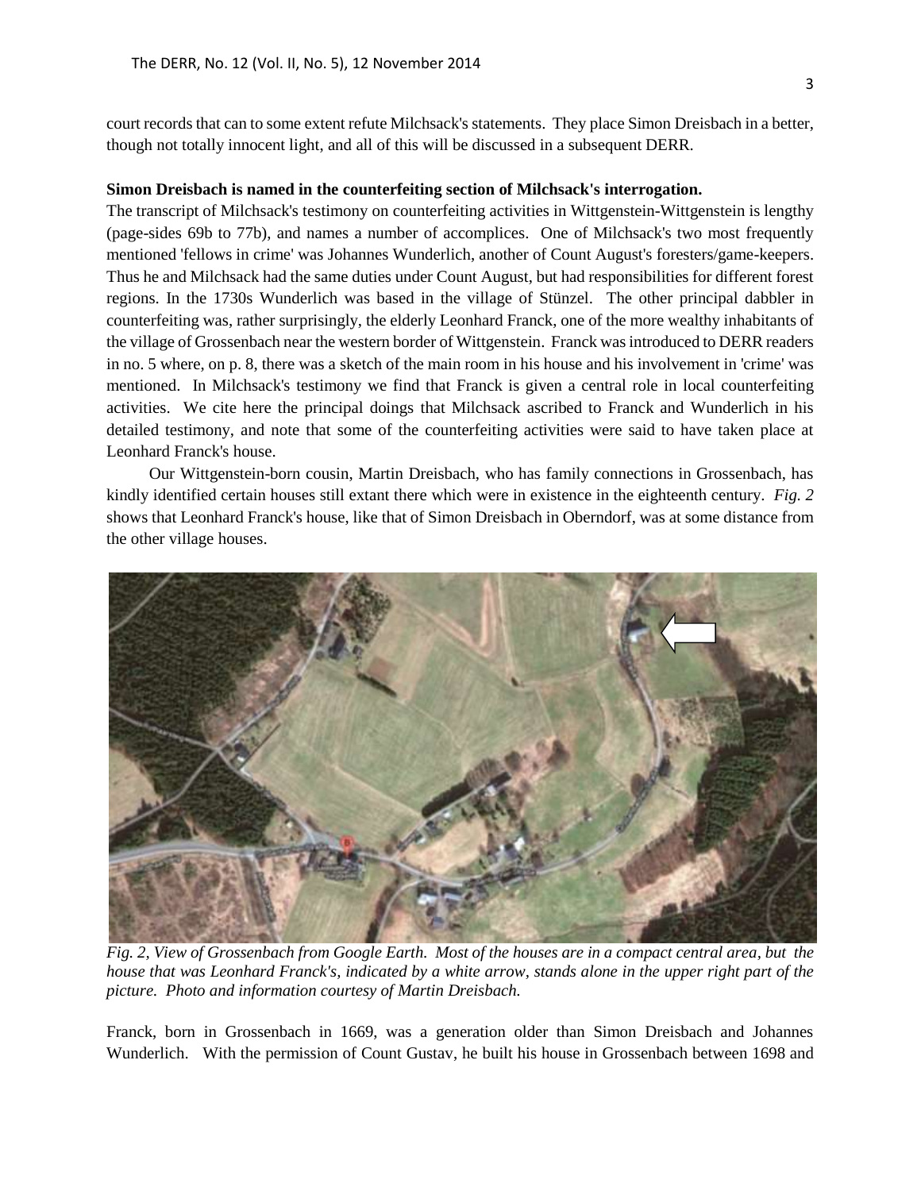court records that can to some extent refute Milchsack's statements. They place Simon Dreisbach in a better, though not totally innocent light, and all of this will be discussed in a subsequent DERR.

**Simon Dreisbach is named in the counterfeiting section of Milchsack's interrogation.**

The transcript of Milchsack's testimony on counterfeiting activities in Wittgenstein-Wittgenstein is lengthy (page-sides 69b to 77b), and names a number of accomplices. One of Milchsack's two most frequently mentioned 'fellows in crime' was Johannes Wunderlich, another of Count August's foresters/game-keepers. Thus he and Milchsack had the same duties under Count August, but had responsibilities for different forest regions. In the 1730s Wunderlich was based in the village of Stünzel. The other principal dabbler in counterfeiting was, rather surprisingly, the elderly Leonhard Franck, one of the more wealthy inhabitants of the village of Grossenbach near the western border of Wittgenstein. Franck was introduced to DERR readers in no. 5 where, on p. 8, there was a sketch of the main room in his house and his involvement in 'crime' was mentioned. In Milchsack's testimony we find that Franck is given a central role in local counterfeiting activities. We cite here the principal doings that Milchsack ascribed to Franck and Wunderlich in his detailed testimony, and note that some of the counterfeiting activities were said to have taken place at Leonhard Franck's house.

Our Wittgenstein-born cousin, Martin Dreisbach, who has family connections in Grossenbach, has kindly identified certain houses still extant there which were in existence in the eighteenth century. *Fig. 2* shows that Leonhard Franck's house, like that of Simon Dreisbach in Oberndorf, was at some distance from the other village houses.

*Fig. 2, View of Grossenbach from Google Earth. Most of the houses are in a compact central area, but the house that was Leonhard Franck's, indicated by a white arrow, stands alone in the upper right part of the picture. Photo and information courtesy of Martin Dreisbach.*

Franck, born in Grossenbach in 1669, was a generation older than Simon Dreisbach and Johannes Wunderlich. With the permission of Count Gustav, he built his house in Grossenbach between 1698 and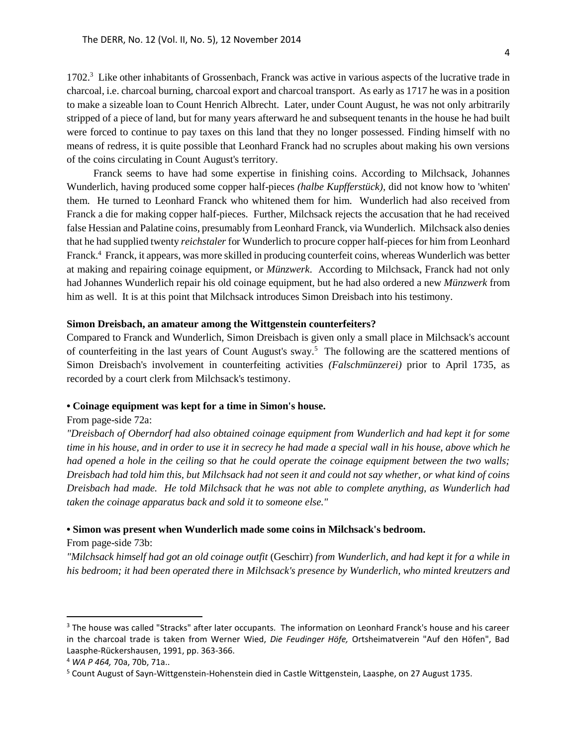1702.[3] Like other inhabitants of Grossenbach, Franck was active in various aspects of the lucrative trade in charcoal, i.e. charcoal burning, charcoal export and charcoal transport. As early as 1717 he was in a position to make a sizeable loan to Count Henrich Albrecht. Later, under Count August, he was not only arbitrarily stripped of a piece of land, but for many years afterward he and subsequent tenants in the house he had built were forced to continue to pay taxes on this land that they no longer possessed. Finding himself with no means of redress, it is quite possible that Leonhard Franck had no scruples about making his own versions of the coins circulating in Count August's territory.

Franck seems to have had some expertise in finishing coins. According to Milchsack, Johannes Wunderlich, having produced some copper half-pieces *(halbe Kupfferstück)*, did not know how to 'whiten' them. He turned to Leonhard Franck who whitened them for him. Wunderlich had also received from Franck a die for making copper half-pieces. Further, Milchsack rejects the accusation that he had received false Hessian and Palatine coins, presumably from Leonhard Franck, via Wunderlich. Milchsack also denies that he had supplied twenty *reichstaler* for Wunderlich to procure copper half-pieces for him from Leonhard Franck.[4] Franck, it appears, was more skilled in producing counterfeit coins, whereas Wunderlich was better at making and repairing coinage equipment, or *Münzwerk*. According to Milchsack, Franck had not only had Johannes Wunderlich repair his old coinage equipment, but he had also ordered a new *Münzwerk* from him as well. It is at this point that Milchsack introduces Simon Dreisbach into his testimony.

**Simon Dreisbach, an amateur among the Wittgenstein counterfeiters?**

Compared to Franck and Wunderlich, Simon Dreisbach is given only a small place in Milchsack's account of counterfeiting in the last years of Count August's sway.[5] The following are the scattered mentions of Simon Dreisbach's involvement in counterfeiting activities *(Falschmünzerei)* prior to April 1735, as recorded by a court clerk from Milchsack's testimony.

**• Coinage equipment was kept for a time in Simon's house.**

From page-side 72a:

*"Dreisbach of Oberndorf had also obtained coinage equipment from Wunderlich and had kept it for some time in his house, and in order to use it in secrecy he had made a special wall in his house, above which he had opened a hole in the ceiling so that he could operate the coinage equipment between the two walls; Dreisbach had told him this, but Milchsack had not seen it and could not say whether, or what kind of coins Dreisbach had made. He told Milchsack that he was not able to complete anything, as Wunderlich had taken the coinage apparatus back and sold it to someone else."*

**• Simon was present when Wunderlich made some coins in Milchsack's bedroom.**

From page-side 73b:

*"Milchsack himself had got an old coinage outfit* (Geschirr) *from Wunderlich, and had kept it for a while in his bedroom; it had been operated there in Milchsack's presence by Wunderlich, who minted kreutzers and*

---

[3] The house was called "Stracks" after later occupants. The information on Leonhard Franck's house and his career in the charcoal trade is taken from Werner Wied, *Die Feudinger Höfe,* Ortsheimatverein "Auf den Höfen", Bad Laasphe-Rückershausen, 1991, pp. 363-366.

[4] *WA P 464,* 70a, 70b, 71a..

[5] Count August of Sayn-Wittgenstein-Hohenstein died in Castle Wittgenstein, Laasphe, on 27 August 1735.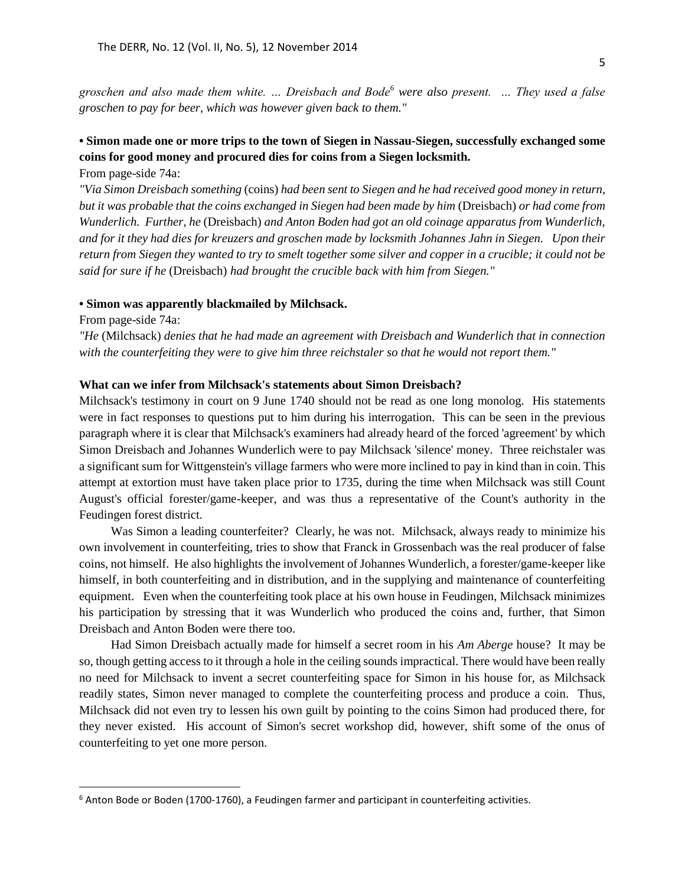*groschen and also made them white. ... Dreisbach and Bode[6] were also present. ... They used a false groschen to pay for beer, which was however given back to them."*

**• Simon made one or more trips to the town of Siegen in Nassau-Siegen, successfully exchanged some coins for good money and procured dies for coins from a Siegen locksmith.**

From page-side 74a:

*"Via Simon Dreisbach something* (coins) *had been sent to Siegen and he had received good money in return, but it was probable that the coins exchanged in Siegen had been made by him* (Dreisbach) *or had come from Wunderlich. Further, he* (Dreisbach) *and Anton Boden had got an old coinage apparatus from Wunderlich, and for it they had dies for kreuzers and groschen made by locksmith Johannes Jahn in Siegen. Upon their return from Siegen they wanted to try to smelt together some silver and copper in a crucible; it could not be said for sure if he* (Dreisbach) *had brought the crucible back with him from Siegen."*

**• Simon was apparently blackmailed by Milchsack.**

From page-side 74a:

*"He* (Milchsack) *denies that he had made an agreement with Dreisbach and Wunderlich that in connection with the counterfeiting they were to give him three reichstaler so that he would not report them."*

**What can we infer from Milchsack's statements about Simon Dreisbach?**

Milchsack's testimony in court on 9 June 1740 should not be read as one long monolog. His statements were in fact responses to questions put to him during his interrogation. This can be seen in the previous paragraph where it is clear that Milchsack's examiners had already heard of the forced 'agreement' by which Simon Dreisbach and Johannes Wunderlich were to pay Milchsack 'silence' money. Three reichstaler was a significant sum for Wittgenstein's village farmers who were more inclined to pay in kind than in coin. This attempt at extortion must have taken place prior to 1735, during the time when Milchsack was still Count August's official forester/game-keeper, and was thus a representative of the Count's authority in the Feudingen forest district.

Was Simon a leading counterfeiter? Clearly, he was not. Milchsack, always ready to minimize his own involvement in counterfeiting, tries to show that Franck in Grossenbach was the real producer of false coins, not himself. He also highlights the involvement of Johannes Wunderlich, a forester/game-keeper like himself, in both counterfeiting and in distribution, and in the supplying and maintenance of counterfeiting equipment. Even when the counterfeiting took place at his own house in Feudingen, Milchsack minimizes his participation by stressing that it was Wunderlich who produced the coins and, further, that Simon Dreisbach and Anton Boden were there too.

Had Simon Dreisbach actually made for himself a secret room in his *Am Aberge* house? It may be so, though getting access to it through a hole in the ceiling sounds impractical. There would have been really no need for Milchsack to invent a secret counterfeiting space for Simon in his house for, as Milchsack readily states, Simon never managed to complete the counterfeiting process and produce a coin. Thus, Milchsack did not even try to lessen his own guilt by pointing to the coins Simon had produced there, for they never existed. His account of Simon's secret workshop did, however, shift some of the onus of counterfeiting to yet one more person.

[6] Anton Bode or Boden (1700-1760), a Feudingen farmer and participant in counterfeiting activities.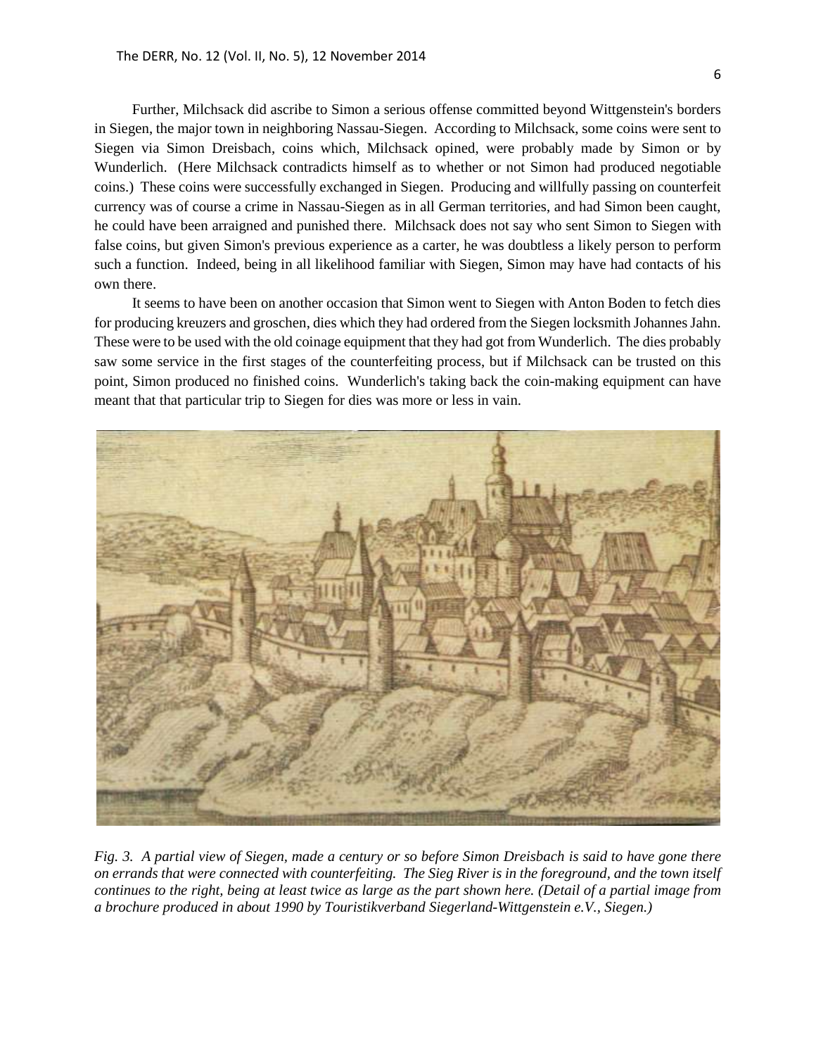Further, Milchsack did ascribe to Simon a serious offense committed beyond Wittgenstein's borders in Siegen, the major town in neighboring Nassau-Siegen. According to Milchsack, some coins were sent to Siegen via Simon Dreisbach, coins which, Milchsack opined, were probably made by Simon or by Wunderlich. (Here Milchsack contradicts himself as to whether or not Simon had produced negotiable coins.) These coins were successfully exchanged in Siegen. Producing and willfully passing on counterfeit currency was of course a crime in Nassau-Siegen as in all German territories, and had Simon been caught, he could have been arraigned and punished there. Milchsack does not say who sent Simon to Siegen with false coins, but given Simon's previous experience as a carter, he was doubtless a likely person to perform such a function. Indeed, being in all likelihood familiar with Siegen, Simon may have had contacts of his own there.

It seems to have been on another occasion that Simon went to Siegen with Anton Boden to fetch dies for producing kreuzers and groschen, dies which they had ordered from the Siegen locksmith Johannes Jahn. These were to be used with the old coinage equipment that they had got from Wunderlich. The dies probably saw some service in the first stages of the counterfeiting process, but if Milchsack can be trusted on this point, Simon produced no finished coins. Wunderlich's taking back the coin-making equipment can have meant that that particular trip to Siegen for dies was more or less in vain.

*Fig. 3. A partial view of Siegen, made a century or so before Simon Dreisbach is said to have gone there on errands that were connected with counterfeiting. The Sieg River is in the foreground, and the town itself continues to the right, being at least twice as large as the part shown here. (Detail of a partial image from a brochure produced in about 1990 by Touristikverband Siegerland-Wittgenstein e.V., Siegen.)*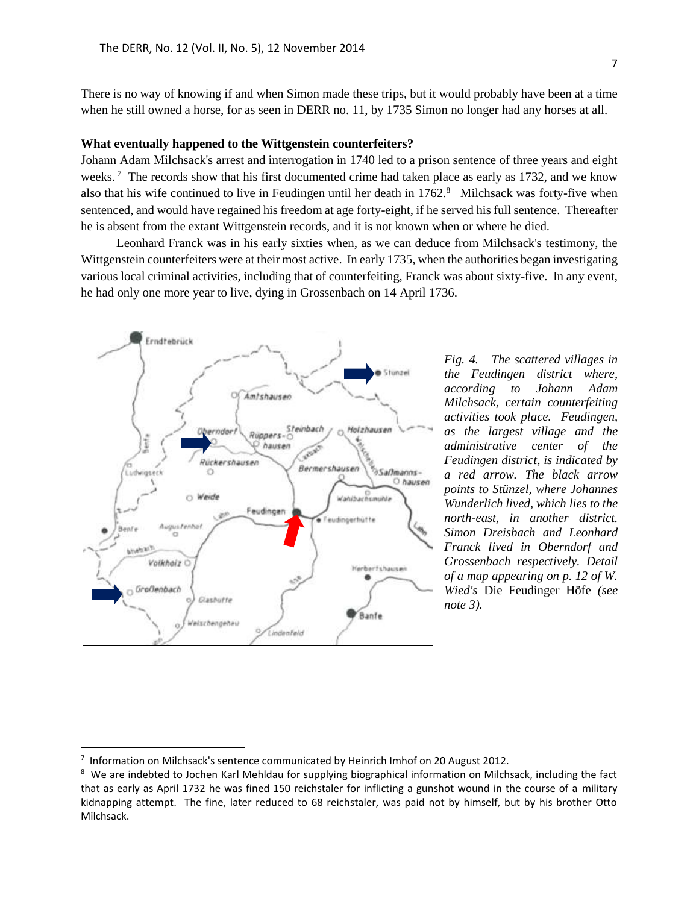There is no way of knowing if and when Simon made these trips, but it would probably have been at a time when he still owned a horse, for as seen in DERR no. 11, by 1735 Simon no longer had any horses at all.

**What eventually happened to the Wittgenstein counterfeiters?**

Johann Adam Milchsack's arrest and interrogation in 1740 led to a prison sentence of three years and eight weeks.[7] The records show that his first documented crime had taken place as early as 1732, and we know also that his wife continued to live in Feudingen until her death in 1762.[8] Milchsack was forty-five when sentenced, and would have regained his freedom at age forty-eight, if he served his full sentence. Thereafter he is absent from the extant Wittgenstein records, and it is not known when or where he died.

Leonhard Franck was in his early sixties when, as we can deduce from Milchsack's testimony, the Wittgenstein counterfeiters were at their most active. In early 1735, when the authorities began investigating various local criminal activities, including that of counterfeiting, Franck was about sixty-five. In any event, he had only one more year to live, dying in Grossenbach on 14 April 1736.

*Fig. 4. The scattered villages in the Feudingen district where, according to Johann Adam Milchsack, certain counterfeiting activities took place. Feudingen, as the largest village and the administrative center of the Feudingen district, is indicated by a red arrow. The black arrow points to Stünzel, where Johannes Wunderlich lived, which lies to the north-east, in another district. Simon Dreisbach and Leonhard Franck lived in Oberndorf and Grossenbach respectively. Detail of a map appearing on p. 12 of W. Wied's* Die Feudinger Höfe *(see note 3).*

---

[7] Information on Milchsack's sentence communicated by Heinrich Imhof on 20 August 2012.

[8] We are indebted to Jochen Karl Mehldau for supplying biographical information on Milchsack, including the fact that as early as April 1732 he was fined 150 reichstaler for inflicting a gunshot wound in the course of a military kidnapping attempt. The fine, later reduced to 68 reichstaler, was paid not by himself, but by his brother Otto Milchsack.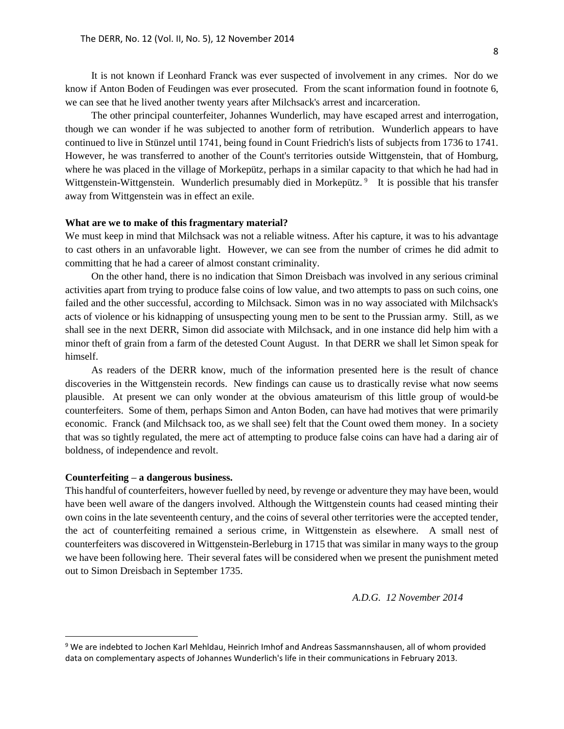It is not known if Leonhard Franck was ever suspected of involvement in any crimes. Nor do we know if Anton Boden of Feudingen was ever prosecuted. From the scant information found in footnote 6, we can see that he lived another twenty years after Milchsack's arrest and incarceration.

The other principal counterfeiter, Johannes Wunderlich, may have escaped arrest and interrogation, though we can wonder if he was subjected to another form of retribution. Wunderlich appears to have continued to live in Stünzel until 1741, being found in Count Friedrich's lists of subjects from 1736 to 1741. However, he was transferred to another of the Count's territories outside Wittgenstein, that of Homburg, where he was placed in the village of Morkepütz, perhaps in a similar capacity to that which he had had in Wittgenstein-Wittgenstein. Wunderlich presumably died in Morkepütz.[9] It is possible that his transfer away from Wittgenstein was in effect an exile.

**What are we to make of this fragmentary material?**

We must keep in mind that Milchsack was not a reliable witness. After his capture, it was to his advantage to cast others in an unfavorable light. However, we can see from the number of crimes he did admit to committing that he had a career of almost constant criminality.

On the other hand, there is no indication that Simon Dreisbach was involved in any serious criminal activities apart from trying to produce false coins of low value, and two attempts to pass on such coins, one failed and the other successful, according to Milchsack. Simon was in no way associated with Milchsack's acts of violence or his kidnapping of unsuspecting young men to be sent to the Prussian army. Still, as we shall see in the next DERR, Simon did associate with Milchsack, and in one instance did help him with a minor theft of grain from a farm of the detested Count August. In that DERR we shall let Simon speak for himself.

As readers of the DERR know, much of the information presented here is the result of chance discoveries in the Wittgenstein records. New findings can cause us to drastically revise what now seems plausible. At present we can only wonder at the obvious amateurism of this little group of would-be counterfeiters. Some of them, perhaps Simon and Anton Boden, can have had motives that were primarily economic. Franck (and Milchsack too, as we shall see) felt that the Count owed them money. In a society that was so tightly regulated, the mere act of attempting to produce false coins can have had a daring air of boldness, of independence and revolt.

**Counterfeiting – a dangerous business.**

This handful of counterfeiters, however fuelled by need, by revenge or adventure they may have been, would have been well aware of the dangers involved. Although the Wittgenstein counts had ceased minting their own coins in the late seventeenth century, and the coins of several other territories were the accepted tender, the act of counterfeiting remained a serious crime, in Wittgenstein as elsewhere. A small nest of counterfeiters was discovered in Wittgenstein-Berleburg in 1715 that was similar in many ways to the group we have been following here. Their several fates will be considered when we present the punishment meted out to Simon Dreisbach in September 1735.

*A.D.G. 12 November 2014*

---

[9] We are indebted to Jochen Karl Mehldau, Heinrich Imhof and Andreas Sassmannshausen, all of whom provided data on complementary aspects of Johannes Wunderlich's life in their communications in February 2013.